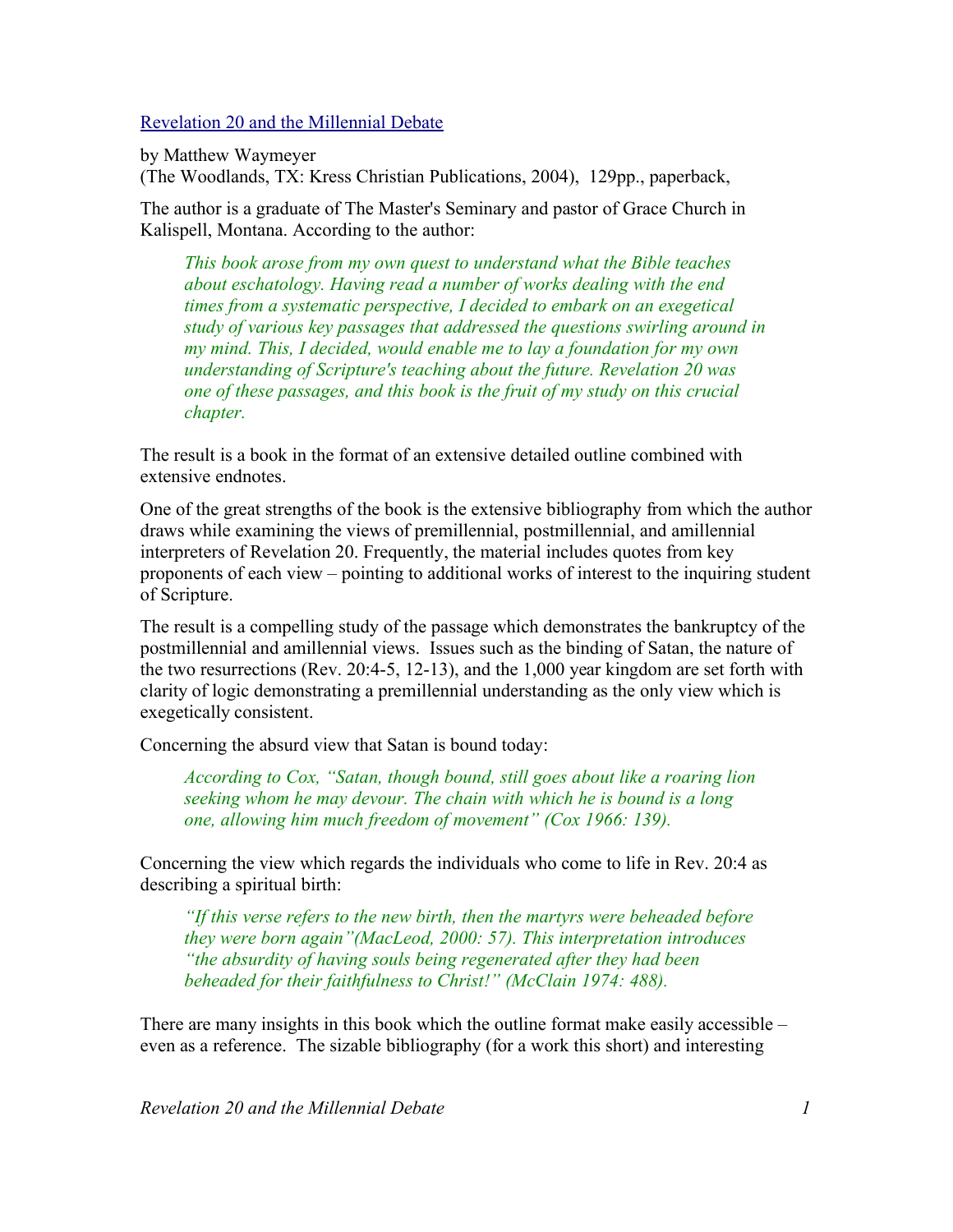[Revelation 20 and the Millennial Debate]

by Matthew Waymeyer
(The Woodlands, TX: Kress Christian Publications, 2004), 129pp., paperback,

The author is a graduate of The Master's Seminary and pastor of Grace Church in Kalispell, Montana. According to the author:

> *This book arose from my own quest to understand what the Bible teaches about eschatology. Having read a number of works dealing with the end times from a systematic perspective, I decided to embark on an exegetical study of various key passages that addressed the questions swirling around in my mind. This, I decided, would enable me to lay a foundation for my own understanding of Scripture's teaching about the future. Revelation 20 was one of these passages, and this book is the fruit of my study on this crucial chapter.*

The result is a book in the format of an extensive detailed outline combined with extensive endnotes.

One of the great strengths of the book is the extensive bibliography from which the author draws while examining the views of premillennial, postmillennial, and amillennial interpreters of Revelation 20. Frequently, the material includes quotes from key proponents of each view – pointing to additional works of interest to the inquiring student of Scripture.

The result is a compelling study of the passage which demonstrates the bankruptcy of the postmillennial and amillennial views. Issues such as the binding of Satan, the nature of the two resurrections (Rev. 20:4-5, 12-13), and the 1,000 year kingdom are set forth with clarity of logic demonstrating a premillennial understanding as the only view which is exegetically consistent.

Concerning the absurd view that Satan is bound today:

> *According to Cox, "Satan, though bound, still goes about like a roaring lion seeking whom he may devour. The chain with which he is bound is a long one, allowing him much freedom of movement" (Cox 1966: 139).*

Concerning the view which regards the individuals who come to life in Rev. 20:4 as describing a spiritual birth:

> *"If this verse refers to the new birth, then the martyrs were beheaded before they were born again"(MacLeod, 2000: 57). This interpretation introduces "the absurdity of having souls being regenerated after they had been beheaded for their faithfulness to Christ!" (McClain 1974: 488).*

There are many insights in this book which the outline format make easily accessible – even as a reference. The sizable bibliography (for a work this short) and interesting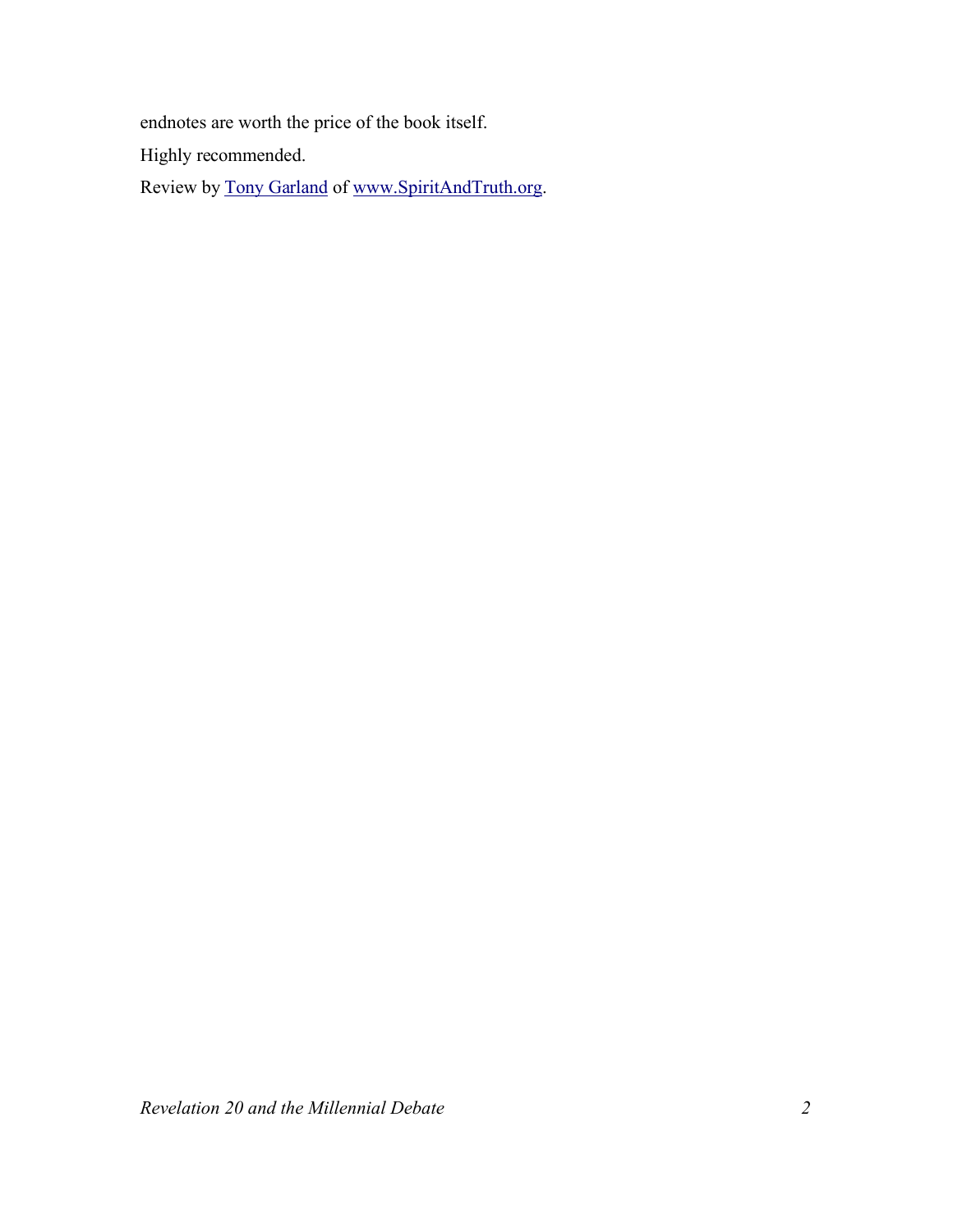endnotes are worth the price of the book itself.

Highly recommended.

Review by Tony Garland of www.SpiritAndTruth.org.